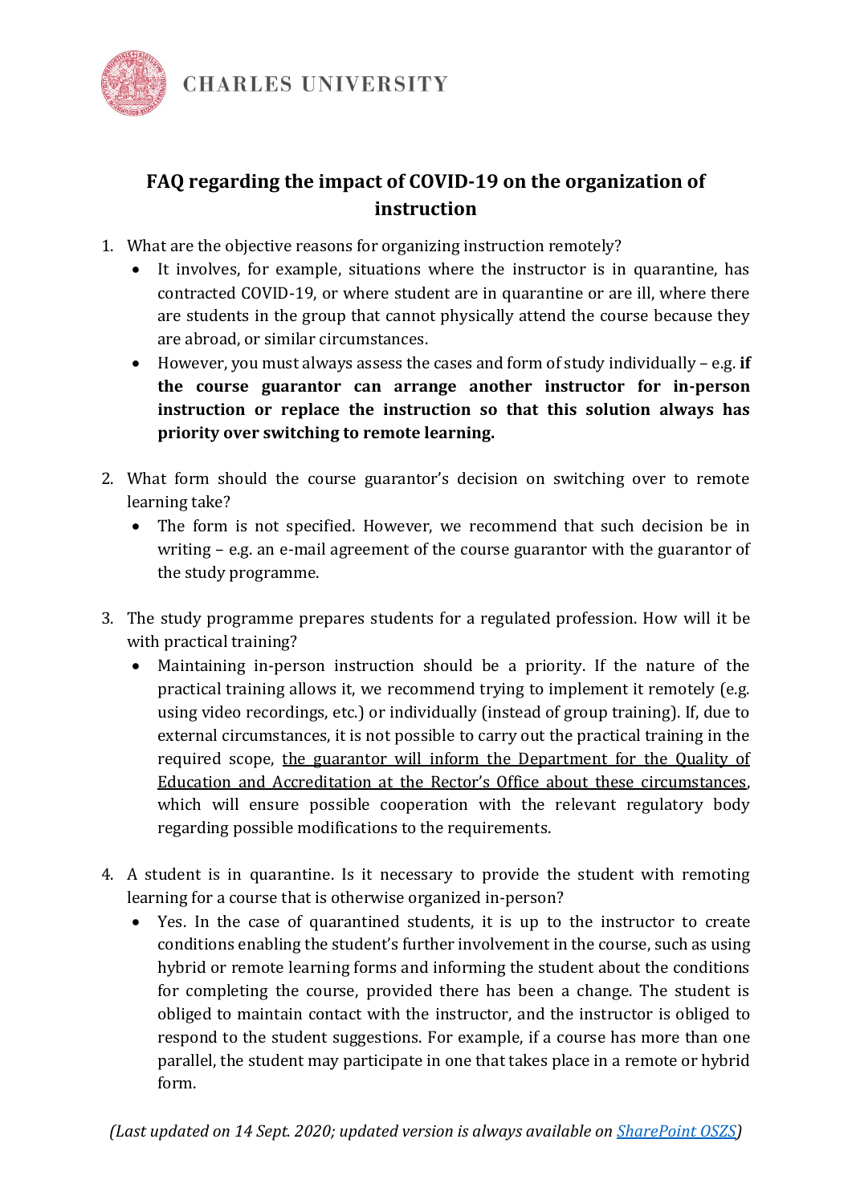CHARLES UNIVERSITY

# FAQ regarding the impact of COVID-19 on the organization of instruction

1. What are the objective reasons for organizing instruction remotely?
   - It involves, for example, situations where the instructor is in quarantine, has contracted COVID-19, or where student are in quarantine or are ill, where there are students in the group that cannot physically attend the course because they are abroad, or similar circumstances.
   - However, you must always assess the cases and form of study individually – e.g. **if the course guarantor can arrange another instructor for in-person instruction or replace the instruction so that this solution always has priority over switching to remote learning.**

2. What form should the course guarantor's decision on switching over to remote learning take?
   - The form is not specified. However, we recommend that such decision be in writing – e.g. an e-mail agreement of the course guarantor with the guarantor of the study programme.

3. The study programme prepares students for a regulated profession. How will it be with practical training?
   - Maintaining in-person instruction should be a priority. If the nature of the practical training allows it, we recommend trying to implement it remotely (e.g. using video recordings, etc.) or individually (instead of group training). If, due to external circumstances, it is not possible to carry out the practical training in the required scope, the guarantor will inform the Department for the Quality of Education and Accreditation at the Rector's Office about these circumstances, which will ensure possible cooperation with the relevant regulatory body regarding possible modifications to the requirements.

4. A student is in quarantine. Is it necessary to provide the student with remoting learning for a course that is otherwise organized in-person?
   - Yes. In the case of quarantined students, it is up to the instructor to create conditions enabling the student's further involvement in the course, such as using hybrid or remote learning forms and informing the student about the conditions for completing the course, provided there has been a change. The student is obliged to maintain contact with the instructor, and the instructor is obliged to respond to the student suggestions. For example, if a course has more than one parallel, the student may participate in one that takes place in a remote or hybrid form.

*(Last updated on 14 Sept. 2020; updated version is always available on SharePoint OSZS)*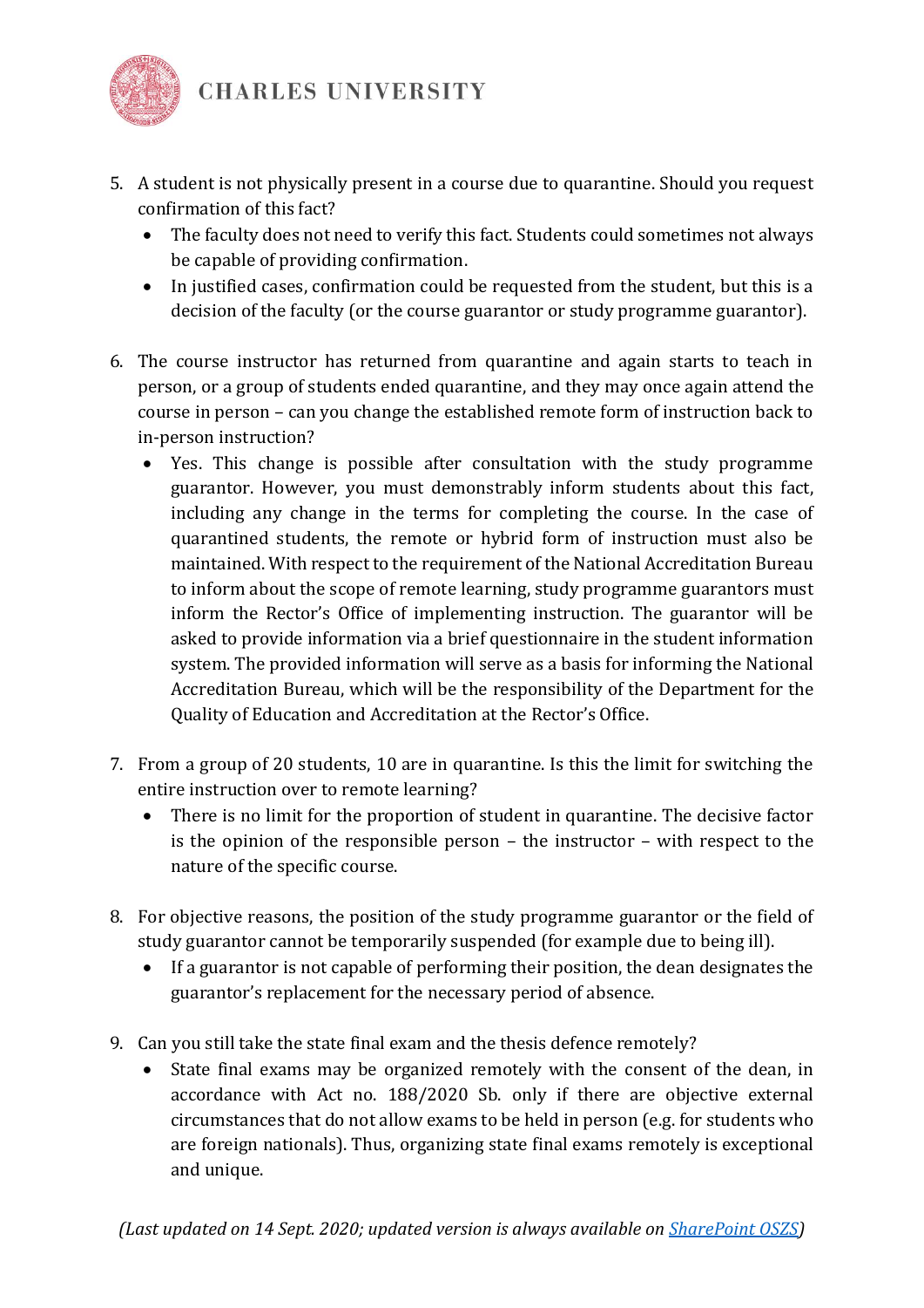5. A student is not physically present in a course due to quarantine. Should you request confirmation of this fact?
   - The faculty does not need to verify this fact. Students could sometimes not always be capable of providing confirmation.
   - In justified cases, confirmation could be requested from the student, but this is a decision of the faculty (or the course guarantor or study programme guarantor).

6. The course instructor has returned from quarantine and again starts to teach in person, or a group of students ended quarantine, and they may once again attend the course in person – can you change the established remote form of instruction back to in-person instruction?
   - Yes. This change is possible after consultation with the study programme guarantor. However, you must demonstrably inform students about this fact, including any change in the terms for completing the course. In the case of quarantined students, the remote or hybrid form of instruction must also be maintained. With respect to the requirement of the National Accreditation Bureau to inform about the scope of remote learning, study programme guarantors must inform the Rector's Office of implementing instruction. The guarantor will be asked to provide information via a brief questionnaire in the student information system. The provided information will serve as a basis for informing the National Accreditation Bureau, which will be the responsibility of the Department for the Quality of Education and Accreditation at the Rector's Office.

7. From a group of 20 students, 10 are in quarantine. Is this the limit for switching the entire instruction over to remote learning?
   - There is no limit for the proportion of student in quarantine. The decisive factor is the opinion of the responsible person – the instructor – with respect to the nature of the specific course.

8. For objective reasons, the position of the study programme guarantor or the field of study guarantor cannot be temporarily suspended (for example due to being ill).
   - If a guarantor is not capable of performing their position, the dean designates the guarantor's replacement for the necessary period of absence.

9. Can you still take the state final exam and the thesis defence remotely?
   - State final exams may be organized remotely with the consent of the dean, in accordance with Act no. 188/2020 Sb. only if there are objective external circumstances that do not allow exams to be held in person (e.g. for students who are foreign nationals). Thus, organizing state final exams remotely is exceptional and unique.

*(Last updated on 14 Sept. 2020; updated version is always available on [SharePoint OSZS](SharePoint OSZS))*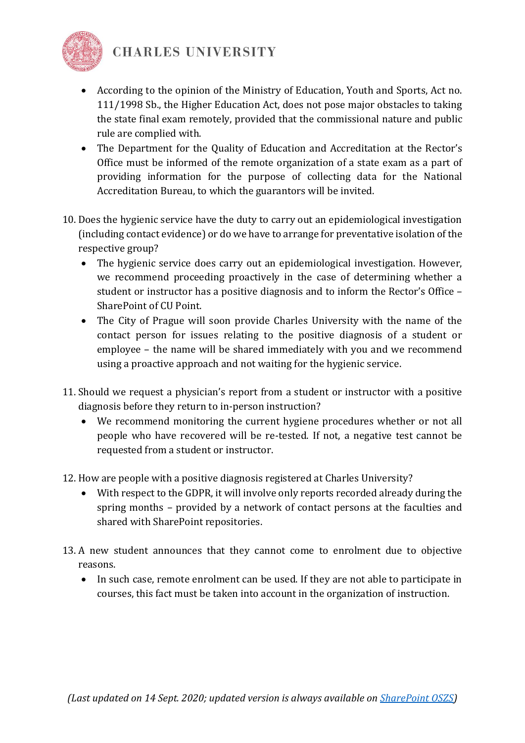- According to the opinion of the Ministry of Education, Youth and Sports, Act no. 111/1998 Sb., the Higher Education Act, does not pose major obstacles to taking the state final exam remotely, provided that the commissional nature and public rule are complied with.
- The Department for the Quality of Education and Accreditation at the Rector's Office must be informed of the remote organization of a state exam as a part of providing information for the purpose of collecting data for the National Accreditation Bureau, to which the guarantors will be invited.

10. Does the hygienic service have the duty to carry out an epidemiological investigation (including contact evidence) or do we have to arrange for preventative isolation of the respective group?
    - The hygienic service does carry out an epidemiological investigation. However, we recommend proceeding proactively in the case of determining whether a student or instructor has a positive diagnosis and to inform the Rector's Office – SharePoint of CU Point.
    - The City of Prague will soon provide Charles University with the name of the contact person for issues relating to the positive diagnosis of a student or employee – the name will be shared immediately with you and we recommend using a proactive approach and not waiting for the hygienic service.

11. Should we request a physician's report from a student or instructor with a positive diagnosis before they return to in-person instruction?
    - We recommend monitoring the current hygiene procedures whether or not all people who have recovered will be re-tested. If not, a negative test cannot be requested from a student or instructor.

12. How are people with a positive diagnosis registered at Charles University?
    - With respect to the GDPR, it will involve only reports recorded already during the spring months – provided by a network of contact persons at the faculties and shared with SharePoint repositories.

13. A new student announces that they cannot come to enrolment due to objective reasons.
    - In such case, remote enrolment can be used. If they are not able to participate in courses, this fact must be taken into account in the organization of instruction.

*(Last updated on 14 Sept. 2020; updated version is always available on [SharePoint OSZS](SharePoint OSZS))*